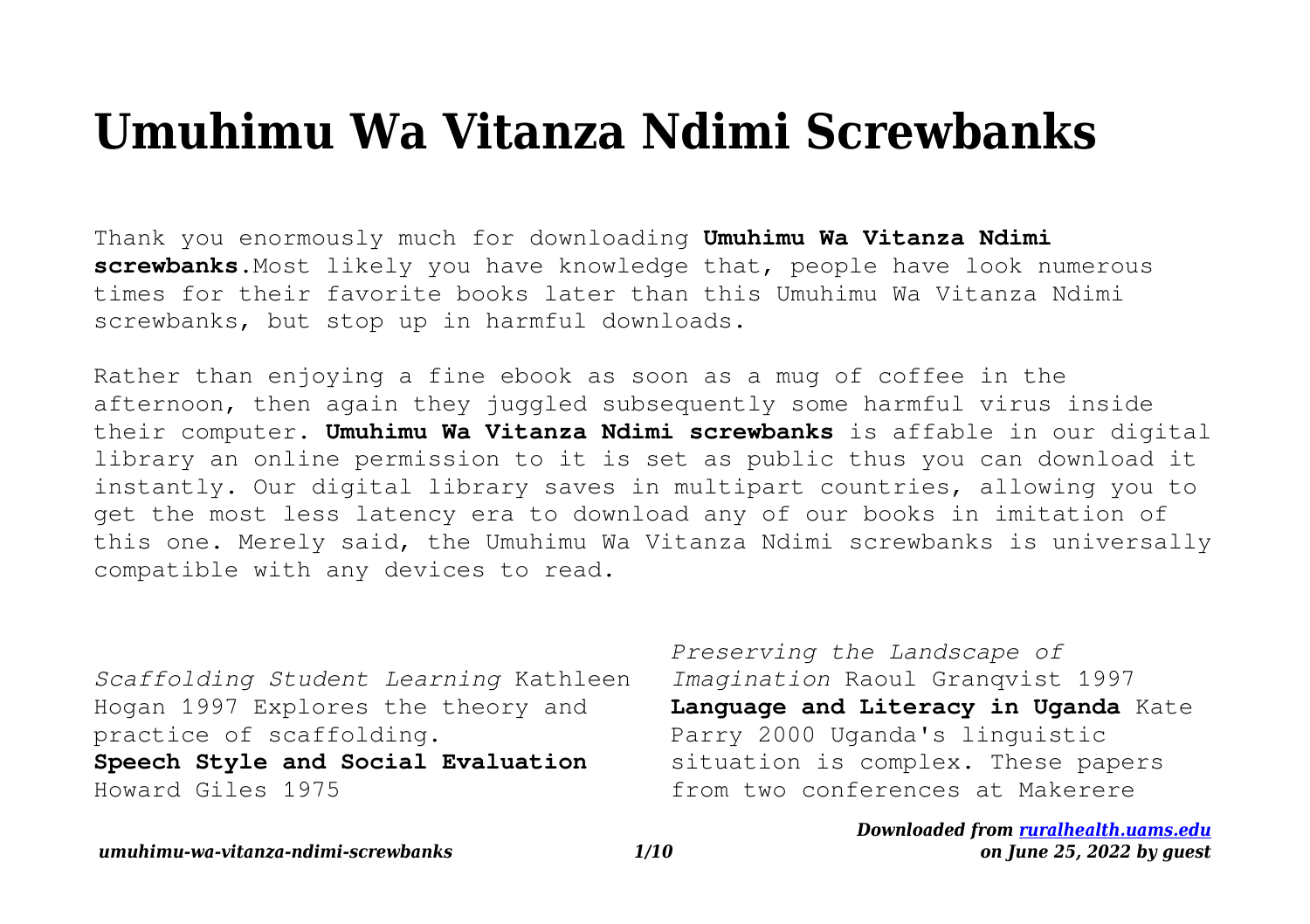# Umuhimu Wa Vitanza Ndimi Screwbanks

Thank you enormously much for downloading **Umuhimu Wa Vitanza Ndimi screwbanks**.Most likely you have knowledge that, people have look numerous times for their favorite books later than this Umuhimu Wa Vitanza Ndimi screwbanks, but stop up in harmful downloads.

Rather than enjoying a fine ebook as soon as a mug of coffee in the afternoon, then again they juggled subsequently some harmful virus inside their computer. **Umuhimu Wa Vitanza Ndimi screwbanks** is affable in our digital library an online permission to it is set as public thus you can download it instantly. Our digital library saves in multipart countries, allowing you to get the most less latency era to download any of our books in imitation of this one. Merely said, the Umuhimu Wa Vitanza Ndimi screwbanks is universally compatible with any devices to read.

*Scaffolding Student Learning* Kathleen Hogan 1997 Explores the theory and practice of scaffolding.

**Speech Style and Social Evaluation** Howard Giles 1975

*Preserving the Landscape of Imagination* Raoul Granqvist 1997

**Language and Literacy in Uganda** Kate Parry 2000 Uganda's linguistic situation is complex. These papers from two conferences at Makerere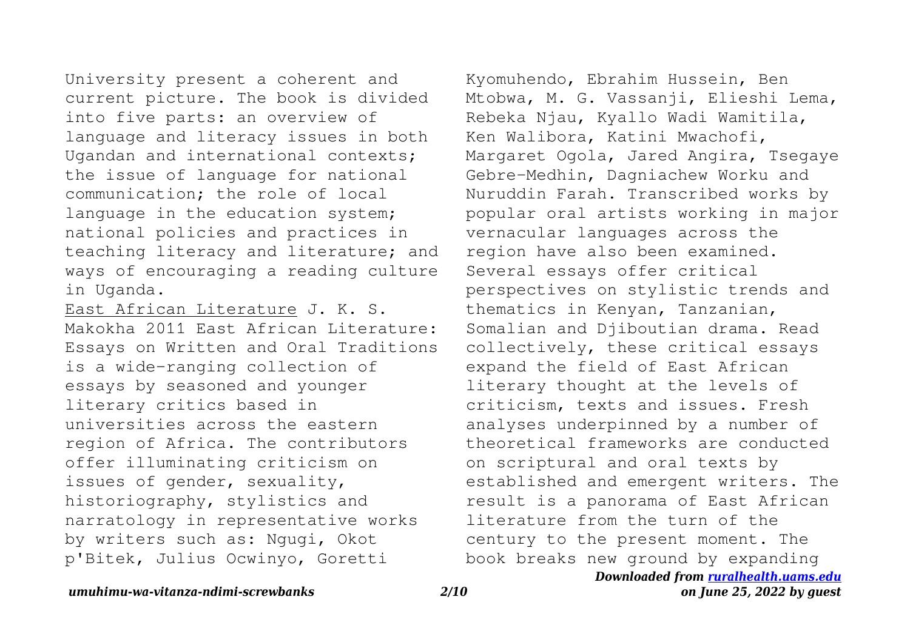University present a coherent and current picture. The book is divided into five parts: an overview of language and literacy issues in both Ugandan and international contexts; the issue of language for national communication; the role of local language in the education system; national policies and practices in teaching literacy and literature; and ways of encouraging a reading culture in Uganda.

East African Literature J. K. S. Makokha 2011 East African Literature: Essays on Written and Oral Traditions is a wide-ranging collection of essays by seasoned and younger literary critics based in universities across the eastern region of Africa. The contributors offer illuminating criticism on issues of gender, sexuality, historiography, stylistics and narratology in representative works by writers such as: Ngugi, Okot p'Bitek, Julius Ocwinyo, Goretti Kyomuhendo, Ebrahim Hussein, Ben Mtobwa, M. G. Vassanji, Elieshi Lema, Rebeka Njau, Kyallo Wadi Wamitila, Ken Walibora, Katini Mwachofi, Margaret Ogola, Jared Angira, Tsegaye Gebre-Medhin, Dagniachew Worku and Nuruddin Farah. Transcribed works by popular oral artists working in major vernacular languages across the region have also been examined. Several essays offer critical perspectives on stylistic trends and thematics in Kenyan, Tanzanian, Somalian and Djiboutian drama. Read collectively, these critical essays expand the field of East African literary thought at the levels of criticism, texts and issues. Fresh analyses underpinned by a number of theoretical frameworks are conducted on scriptural and oral texts by established and emergent writers. The result is a panorama of East African literature from the turn of the century to the present moment. The book breaks new ground by expanding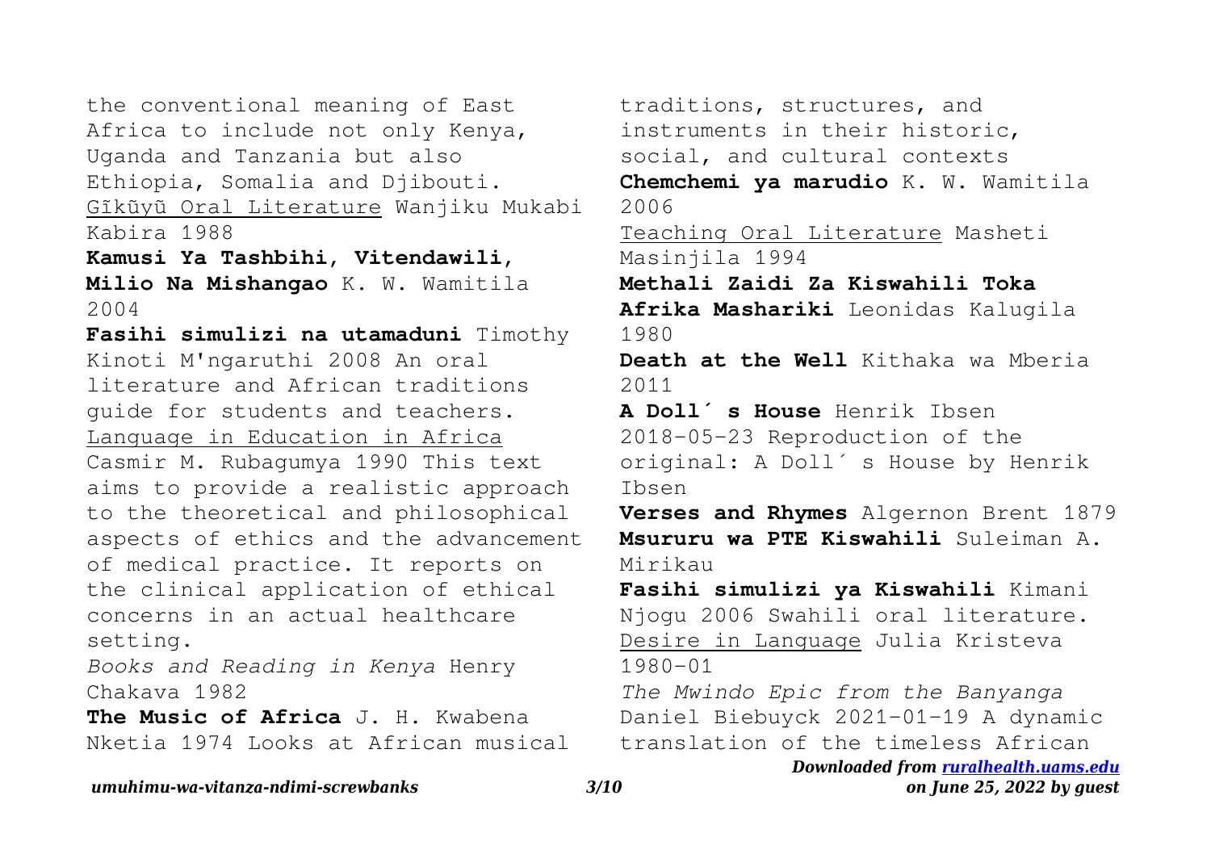the conventional meaning of East Africa to include not only Kenya, Uganda and Tanzania but also Ethiopia, Somalia and Djibouti.

Gĩkũyũ Oral Literature Wanjiku Mukabi Kabira 1988

**Kamusi Ya Tashbihi, Vitendawili, Milio Na Mishangao** K. W. Wamitila 2004

**Fasihi simulizi na utamaduni** Timothy Kinoti M'ngaruthi 2008 An oral literature and African traditions guide for students and teachers.

Language in Education in Africa Casmir M. Rubagumya 1990 This text aims to provide a realistic approach to the theoretical and philosophical aspects of ethics and the advancement of medical practice. It reports on the clinical application of ethical concerns in an actual healthcare setting.

*Books and Reading in Kenya* Henry Chakava 1982

**The Music of Africa** J. H. Kwabena Nketia 1974 Looks at African musical traditions, structures, and instruments in their historic, social, and cultural contexts

**Chemchemi ya marudio** K. W. Wamitila 2006

Teaching Oral Literature Masheti Masinjila 1994

**Methali Zaidi Za Kiswahili Toka Afrika Mashariki** Leonidas Kalugila 1980

**Death at the Well** Kithaka wa Mberia 2011

**A Doll´ s House** Henrik Ibsen 2018-05-23 Reproduction of the original: A Doll´ s House by Henrik Ibsen

**Verses and Rhymes** Algernon Brent 1879

**Msururu wa PTE Kiswahili** Suleiman A. Mirikau

**Fasihi simulizi ya Kiswahili** Kimani Njogu 2006 Swahili oral literature.

Desire in Language Julia Kristeva 1980-01

*The Mwindo Epic from the Banyanga* Daniel Biebuyck 2021-01-19 A dynamic translation of the timeless African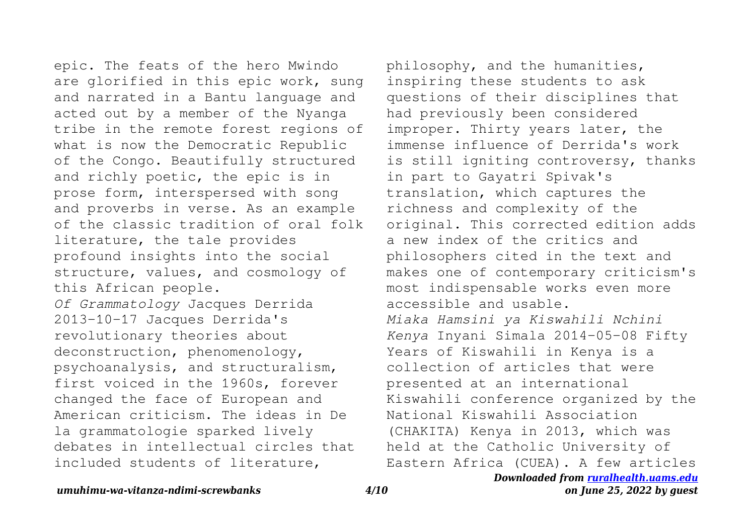epic. The feats of the hero Mwindo are glorified in this epic work, sung and narrated in a Bantu language and acted out by a member of the Nyanga tribe in the remote forest regions of what is now the Democratic Republic of the Congo. Beautifully structured and richly poetic, the epic is in prose form, interspersed with song and proverbs in verse. As an example of the classic tradition of oral folk literature, the tale provides profound insights into the social structure, values, and cosmology of this African people.

*Of Grammatology* Jacques Derrida 2013-10-17 Jacques Derrida's revolutionary theories about deconstruction, phenomenology, psychoanalysis, and structuralism, first voiced in the 1960s, forever changed the face of European and American criticism. The ideas in De la grammatologie sparked lively debates in intellectual circles that included students of literature, philosophy, and the humanities, inspiring these students to ask questions of their disciplines that had previously been considered improper. Thirty years later, the immense influence of Derrida's work is still igniting controversy, thanks in part to Gayatri Spivak's translation, which captures the richness and complexity of the original. This corrected edition adds a new index of the critics and philosophers cited in the text and makes one of contemporary criticism's most indispensable works even more accessible and usable.

*Miaka Hamsini ya Kiswahili Nchini Kenya* Inyani Simala 2014-05-08 Fifty Years of Kiswahili in Kenya is a collection of articles that were presented at an international Kiswahili conference organized by the National Kiswahili Association (CHAKITA) Kenya in 2013, which was held at the Catholic University of Eastern Africa (CUEA). A few articles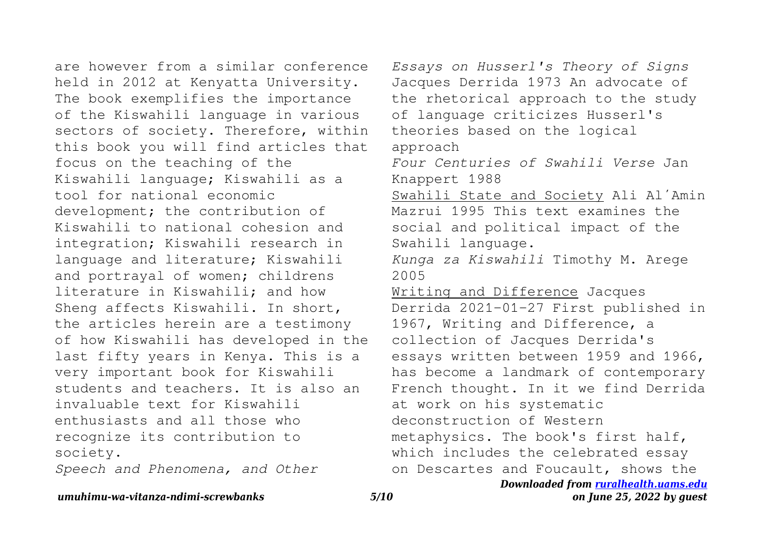are however from a similar conference held in 2012 at Kenyatta University. The book exemplifies the importance of the Kiswahili language in various sectors of society. Therefore, within this book you will find articles that focus on the teaching of the Kiswahili language; Kiswahili as a tool for national economic development; the contribution of Kiswahili to national cohesion and integration; Kiswahili research in language and literature; Kiswahili and portrayal of women; childrens literature in Kiswahili; and how Sheng affects Kiswahili. In short, the articles herein are a testimony of how Kiswahili has developed in the last fifty years in Kenya. This is a very important book for Kiswahili students and teachers. It is also an invaluable text for Kiswahili enthusiasts and all those who recognize its contribution to society.

*Speech and Phenomena, and Other Essays on Husserl's Theory of Signs* Jacques Derrida 1973 An advocate of the rhetorical approach to the study of language criticizes Husserl's theories based on the logical approach

*Four Centuries of Swahili Verse* Jan Knappert 1988

Swahili State and Society Ali Al'Amin Mazrui 1995 This text examines the social and political impact of the Swahili language.

*Kunga za Kiswahili* Timothy M. Arege 2005

Writing and Difference Jacques Derrida 2021-01-27 First published in 1967, Writing and Difference, a collection of Jacques Derrida's essays written between 1959 and 1966, has become a landmark of contemporary French thought. In it we find Derrida at work on his systematic deconstruction of Western metaphysics. The book's first half, which includes the celebrated essay on Descartes and Foucault, shows the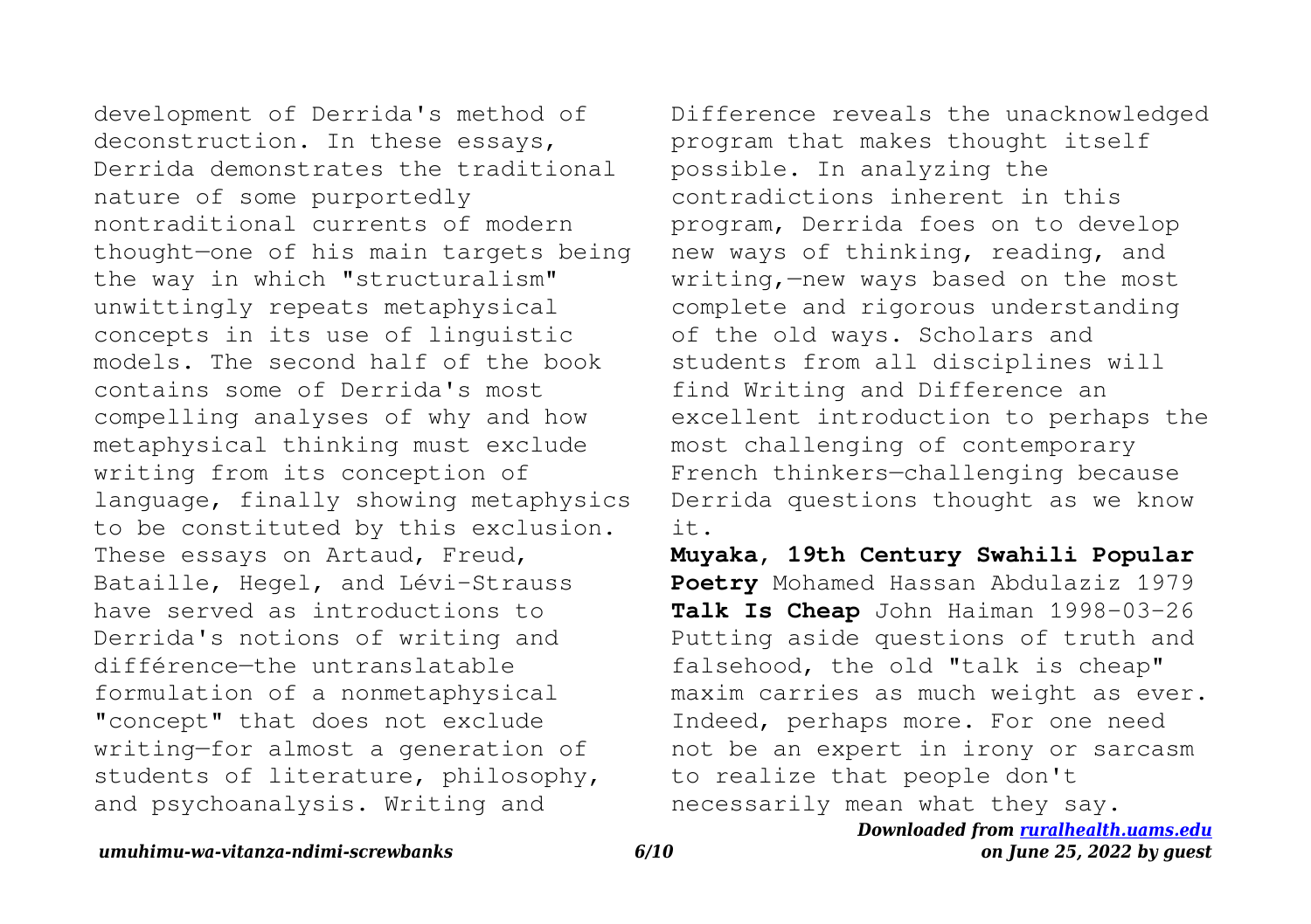development of Derrida's method of deconstruction. In these essays, Derrida demonstrates the traditional nature of some purportedly nontraditional currents of modern thought—one of his main targets being the way in which "structuralism" unwittingly repeats metaphysical concepts in its use of linguistic models. The second half of the book contains some of Derrida's most compelling analyses of why and how metaphysical thinking must exclude writing from its conception of language, finally showing metaphysics to be constituted by this exclusion. These essays on Artaud, Freud, Bataille, Hegel, and Lévi-Strauss have served as introductions to Derrida's notions of writing and différence—the untranslatable formulation of a nonmetaphysical "concept" that does not exclude writing—for almost a generation of students of literature, philosophy, and psychoanalysis. Writing and Difference reveals the unacknowledged program that makes thought itself possible. In analyzing the contradictions inherent in this program, Derrida foes on to develop new ways of thinking, reading, and writing,—new ways based on the most complete and rigorous understanding of the old ways. Scholars and students from all disciplines will find Writing and Difference an excellent introduction to perhaps the most challenging of contemporary French thinkers—challenging because Derrida questions thought as we know it.

**Muyaka, 19th Century Swahili Popular Poetry** Mohamed Hassan Abdulaziz 1979

**Talk Is Cheap** John Haiman 1998-03-26 Putting aside questions of truth and falsehood, the old "talk is cheap" maxim carries as much weight as ever. Indeed, perhaps more. For one need not be an expert in irony or sarcasm to realize that people don't necessarily mean what they say.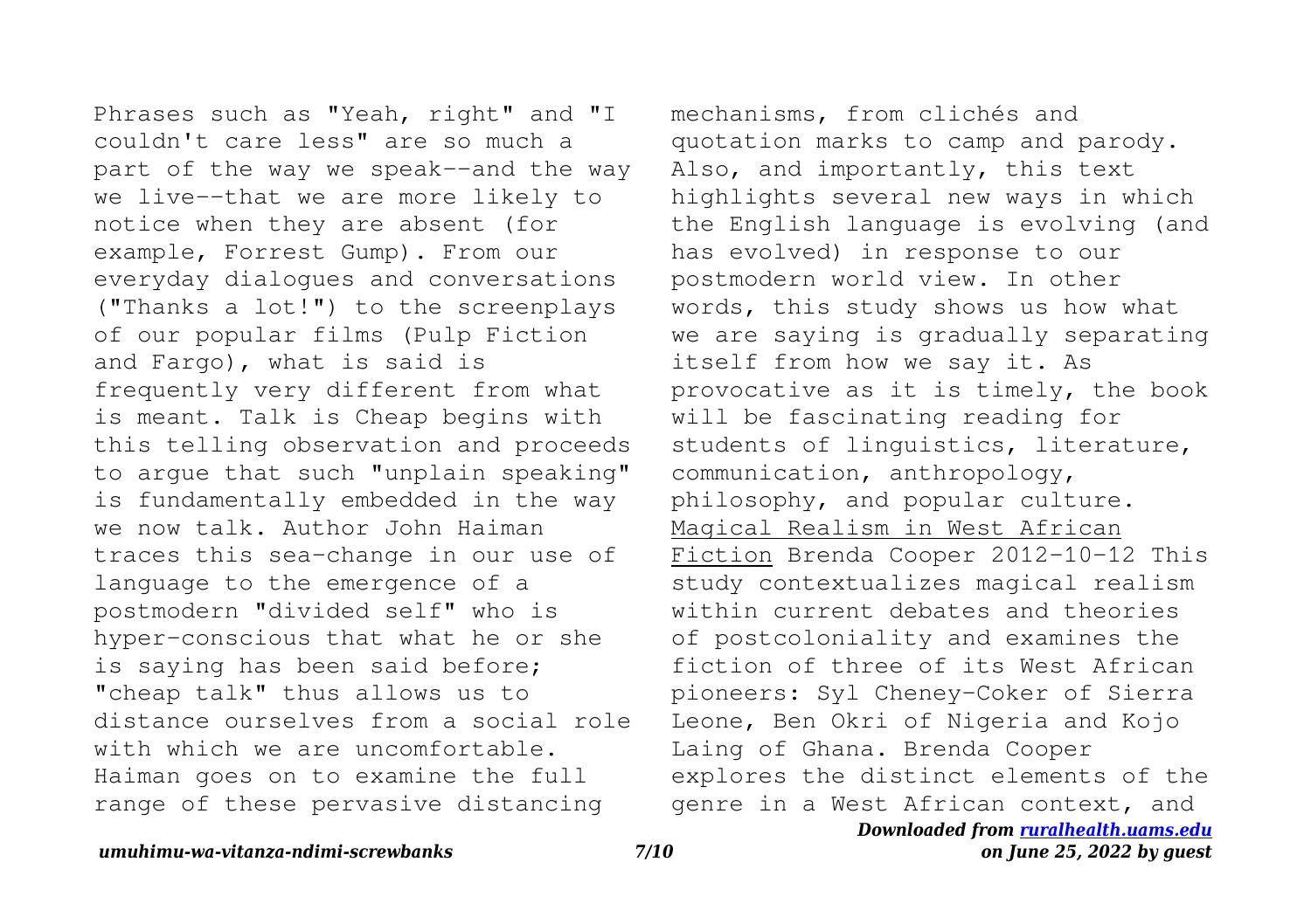Phrases such as "Yeah, right" and "I couldn't care less" are so much a part of the way we speak--and the way we live--that we are more likely to notice when they are absent (for example, Forrest Gump). From our everyday dialogues and conversations ("Thanks a lot!") to the screenplays of our popular films (Pulp Fiction and Fargo), what is said is frequently very different from what is meant. Talk is Cheap begins with this telling observation and proceeds to argue that such "unplain speaking" is fundamentally embedded in the way we now talk. Author John Haiman traces this sea-change in our use of language to the emergence of a postmodern "divided self" who is hyper-conscious that what he or she is saying has been said before; "cheap talk" thus allows us to distance ourselves from a social role with which we are uncomfortable. Haiman goes on to examine the full range of these pervasive distancing mechanisms, from clichés and quotation marks to camp and parody. Also, and importantly, this text highlights several new ways in which the English language is evolving (and has evolved) in response to our postmodern world view. In other words, this study shows us how what we are saying is gradually separating itself from how we say it. As provocative as it is timely, the book will be fascinating reading for students of linguistics, literature, communication, anthropology, philosophy, and popular culture.

Magical Realism in West African Fiction Brenda Cooper 2012-10-12 This study contextualizes magical realism within current debates and theories of postcoloniality and examines the fiction of three of its West African pioneers: Syl Cheney-Coker of Sierra Leone, Ben Okri of Nigeria and Kojo Laing of Ghana. Brenda Cooper explores the distinct elements of the genre in a West African context, and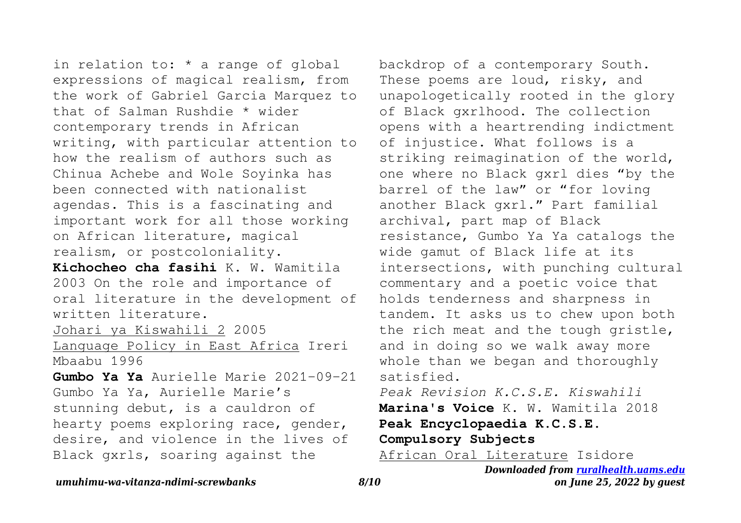in relation to: * a range of global expressions of magical realism, from the work of Gabriel Garcia Marquez to that of Salman Rushdie * wider contemporary trends in African writing, with particular attention to how the realism of authors such as Chinua Achebe and Wole Soyinka has been connected with nationalist agendas. This is a fascinating and important work for all those working on African literature, magical realism, or postcoloniality.

**Kichocheo cha fasihi** K. W. Wamitila 2003 On the role and importance of oral literature in the development of written literature.

Johari ya Kiswahili 2 2005

Language Policy in East Africa Ireri Mbaabu 1996

**Gumbo Ya Ya** Aurielle Marie 2021-09-21 Gumbo Ya Ya, Aurielle Marie's stunning debut, is a cauldron of hearty poems exploring race, gender, desire, and violence in the lives of Black gxrls, soaring against the backdrop of a contemporary South. These poems are loud, risky, and unapologetically rooted in the glory of Black gxrlhood. The collection opens with a heartrending indictment of injustice. What follows is a striking reimagination of the world, one where no Black gxrl dies "by the barrel of the law" or "for loving another Black gxrl." Part familial archival, part map of Black resistance, Gumbo Ya Ya catalogs the wide gamut of Black life at its intersections, with punching cultural commentary and a poetic voice that holds tenderness and sharpness in tandem. It asks us to chew upon both the rich meat and the tough gristle, and in doing so we walk away more whole than we began and thoroughly satisfied.

*Peak Revision K.C.S.E. Kiswahili*

**Marina's Voice** K. W. Wamitila 2018

**Peak Encyclopaedia K.C.S.E. Compulsory Subjects**

African Oral Literature Isidore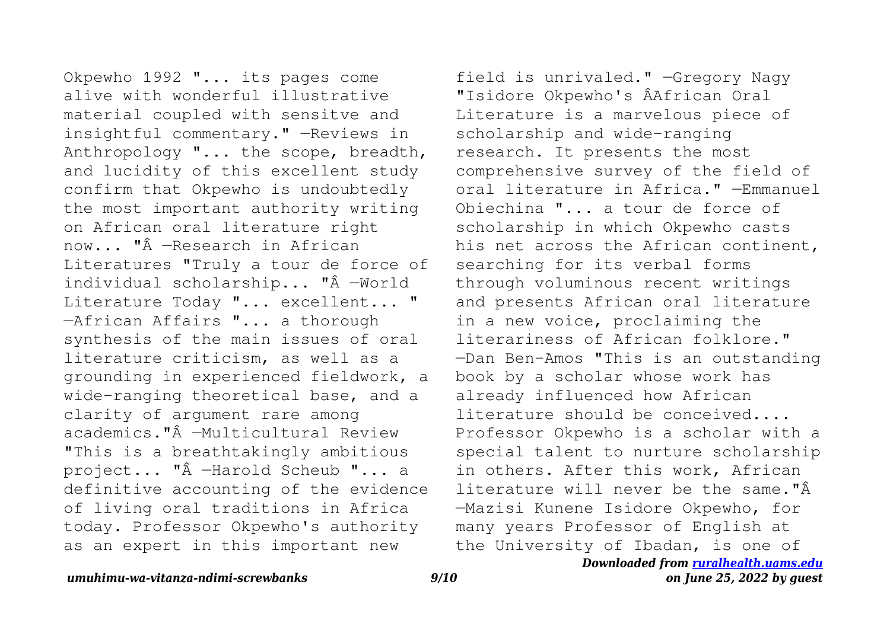Okpewho 1992 "... its pages come alive with wonderful illustrative material coupled with sensitve and insightful commentary." —Reviews in Anthropology "... the scope, breadth, and lucidity of this excellent study confirm that Okpewho is undoubtedly the most important authority writing on African oral literature right now... "Â —Research in African Literatures "Truly a tour de force of individual scholarship... "Â —World Literature Today "... excellent... " —African Affairs "... a thorough synthesis of the main issues of oral literature criticism, as well as a grounding in experienced fieldwork, a wide-ranging theoretical base, and a clarity of argument rare among academics."Â —Multicultural Review "This is a breathtakingly ambitious project... "Â —Harold Scheub "... a definitive accounting of the evidence of living oral traditions in Africa today. Professor Okpewho's authority as an expert in this important new field is unrivaled." —Gregory Nagy "Isidore Okpewho's ÂAfrican Oral Literature is a marvelous piece of scholarship and wide-ranging research. It presents the most comprehensive survey of the field of oral literature in Africa." —Emmanuel Obiechina "... a tour de force of scholarship in which Okpewho casts his net across the African continent, searching for its verbal forms through voluminous recent writings and presents African oral literature in a new voice, proclaiming the literariness of African folklore." —Dan Ben-Amos "This is an outstanding book by a scholar whose work has already influenced how African literature should be conceived.... Professor Okpewho is a scholar with a special talent to nurture scholarship in others. After this work, African literature will never be the same."Â —Mazisi Kunene Isidore Okpewho, for many years Professor of English at the University of Ibadan, is one of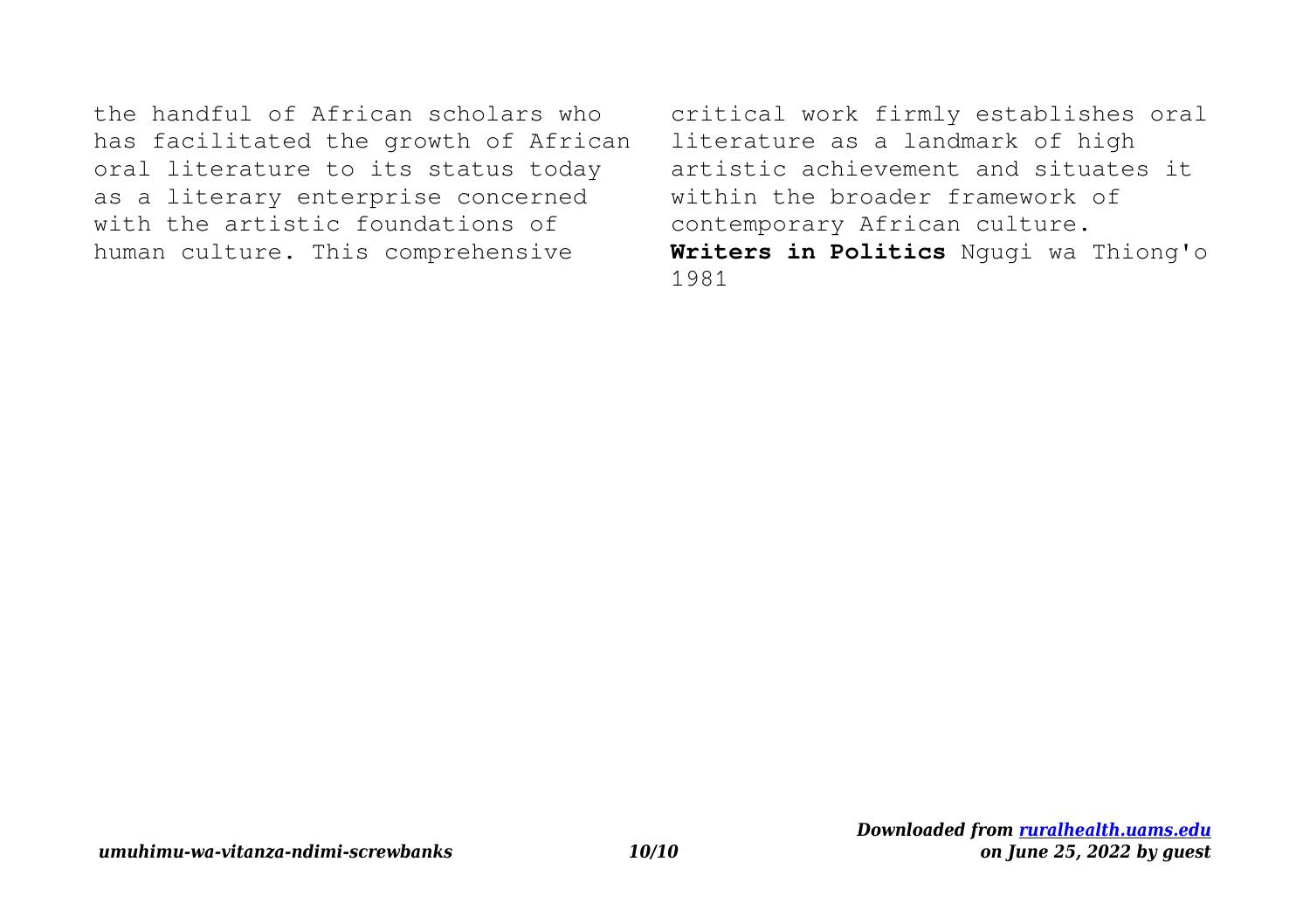the handful of African scholars who has facilitated the growth of African oral literature to its status today as a literary enterprise concerned with the artistic foundations of human culture. This comprehensive critical work firmly establishes oral literature as a landmark of high artistic achievement and situates it within the broader framework of contemporary African culture.

**Writers in Politics** Ngugi wa Thiong'o 1981